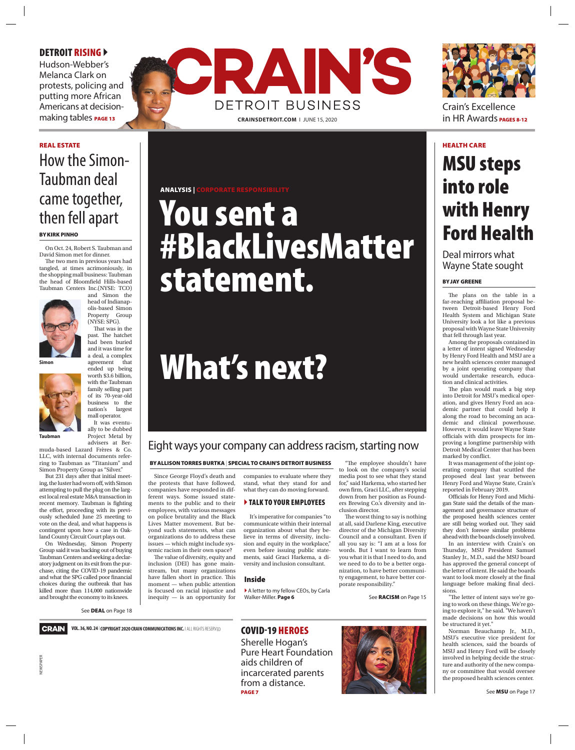**DETROIT RISING**

Hudson-Webber's Melanca Clark on protests, policing and putting more African Americans at decision-making tables **PAGE 13**

# CRAIN'S DETROIT BUSINESS

CRAINSDETROIT.COM | JUNE 15, 2020

Crain's Excellence in HR Awards **PAGES 8-12**

---

**REAL ESTATE**

## How the Simon-Taubman deal came together, then fell apart

**BY KIRK PINHO**

On Oct. 24, Robert S. Taubman and David Simon met for dinner.

The two men in previous years had tangled, at times acrimoniously, in the shopping mall business: Taubman the head of Bloomfield Hills-based Taubman Centers Inc.(NYSE: TCO) and Simon the head of Indianapolis-based Simon Property Group (NYSE: SPG).

Simon

Taubman

That was in the past. The hatchet had been buried and it was time for a deal, a complex agreement that ended up being worth $3.6 billion, with the Taubman family selling part of its 70-year-old business to the nation's largest mall operator.

It was eventually to be dubbed Project Metal by advisers at Bermuda-based Lazard Frères & Co. LLC, with internal documents referring to Taubman as "Titanium" and Simon Property Group as "Silver."

But 231 days after that initial meeting, the luster had worn off, with Simon attempting to pull the plug on the largest local real estate M&A transaction in recent memory. Taubman is fighting the effort, proceeding with its previously scheduled June 25 meeting to vote on the deal, and what happens is contingent upon how a case in Oakland County Circuit Court plays out.

On Wednesday, Simon Property Group said it was backing out of buying Taubman Centers and seeking a declaratory judgment on its exit from the purchase, citing the COVID-19 pandemic and what the SPG called poor financial choices during the outbreak that has killed more than 114,000 nationwide and brought the economy to its knees.

See **DEAL** on Page 18

---

**ANALYSIS | CORPORATE RESPONSIBILITY**

# You sent a #BlackLivesMatter statement.

# What's next?

## Eight ways your company can address racism, starting now

**BY ALLISON TORRES BURTKA | SPECIAL TO CRAIN'S DETROIT BUSINESS**

Since George Floyd's death and the protests that have followed, companies have responded in different ways. Some issued statements to the public and to their employees, with various messages on police brutality and the Black Lives Matter movement. But beyond such statements, what can organizations do to address these issues — which might include systemic racism in their own space?

The value of diversity, equity and inclusion (DEI) has gone mainstream, but many organizations have fallen short in practice. This moment — when public attention is focused on racial injustice and inequity — is an opportunity for companies to evaluate where they stand, what they stand for and what they can do moving forward.

### TALK TO YOUR EMPLOYEES

It's imperative for companies "to communicate within their internal organization about what they believe in terms of diversity, inclusion and equity in the workplace," even before issuing public statements, said Graci Harkema, a diversity and inclusion consultant.

"The employee shouldn't have to look on the company's social media post to see what they stand for," said Harkema, who started her own firm, Graci LLC, after stepping down from her position as Founders Brewing Co.'s diversity and inclusion director.

The worst thing to say is nothing at all, said Darlene King, executive director of the Michigan Diversity Council and a consultant. Even if all you say is: "I am at a loss for words. But I want to learn from you what it is that I need to do, and we need to do to be a better organization, to have better community engagement, to have better corporate responsibility."

See **RACISM** on Page 15

**Inside**

A letter to my fellow CEOs, by Carla Walker-Miller. **Page 6**

---

**HEALTH CARE**

## MSU steps into role with Henry Ford Health

### Deal mirrors what Wayne State sought

**BY JAY GREENE**

The plans on the table in a far-reaching affiliation proposal between Detroit-based Henry Ford Health System and Michigan State University look a lot like a previous proposal with Wayne State University that fell through last year.

Among the proposals contained in a letter of intent signed Wednesday by Henry Ford Health and MSU are a new health sciences center managed by a joint operating company that would undertake research, education and clinical activities.

The plan would mark a big step into Detroit for MSU's medical operation, and gives Henry Ford an academic partner that could help it along the road to becoming an academic and clinical powerhouse. However, it would leave Wayne State officials with dim prospects for improving a longtime partnership with Detroit Medical Center that has been marked by conflict.

It was management of the joint operating company that scuttled the proposed deal last year between Henry Ford and Wayne State, Crain's reported in February 2019.

Officials for Henry Ford and Michigan State said the details of the management and governance structure of the proposed health sciences center are still being worked out. They said they don't foresee similar problems ahead with the boards closely involved.

In an interview with Crain's on Thursday, MSU President Samuel Stanley Jr., M.D., said the MSU board has approved the general concept of the letter of intent. He said the boards want to look more closely at the final language before making final decisions.

"The letter of intent says we're going to work on these things. We're going to explore it," he said. "We haven't made decisions on how this would be structured it yet."

Norman Beauchamp Jr., M.D., MSU's executive vice president for health sciences, said the boards of MSU and Henry Ford will be closely involved in helping decide the structure and authority of the new company or committee that would oversee the proposed health sciences center.

See **MSU** on Page 17

---

**COVID-19 HEROES**

Sherelle Hogan's Pure Heart Foundation aids children of incarcerated parents from a distance. **PAGE 7**

CRAIN VOL. 36, NO. 24 | COPYRIGHT 2020 CRAIN COMMUNICATIONS INC. | ALL RIGHTS RESERVED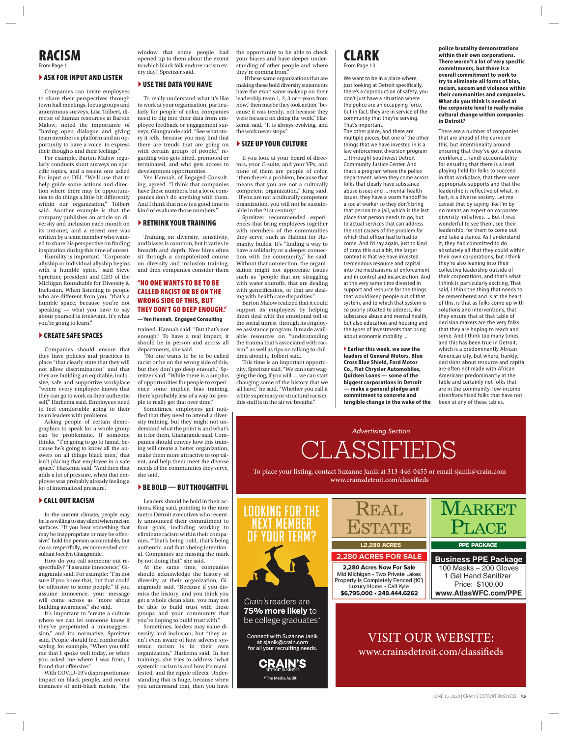# RACISM

From Page 1

### ASK FOR INPUT AND LISTEN

Companies can invite employees to share their perspectives through town hall meetings, focus groups and anonymous surveys. Lisa Tolbert, director of human resources at Barton Malow, noted the importance of "having open dialogue and giving team members a platform and an opportunity to have a voice, to express their thoughts and their feelings."

For example, Barton Malow regularly conducts short surveys on specific topics, and a recent one asked for input on DEI. "We'll use that to help guide some actions and direction where there may be opportunities to do things a little bit differently within our organization," Tolbert said. Another example is that the company publishes an article on diversity and inclusion each month on its intranet, and a recent one was written by a team member who wanted to share his perspective on finding inspiration during this time of unrest.

Humility is important. "Corporate allyship or individual allyship begins with a humble spirit," said Steve Spreitzer, president and CEO of the Michigan Roundtable for Diversity & Inclusion. When listening to people who are different from you, "that's a humble space, because you're not speaking — what you have to say about yourself is irrelevant. It's what you're going to learn."

### CREATE SAFE SPACES

Companies should ensure that they have policies and practices in place "that clearly state that they will not allow discrimination" and that they are building an equitable, inclusive, safe and supportive workplace "where every employee knows that they can go to work as their authentic self," Harkema said. Employees need to feel comfortable going to their team leaders with problems.

Asking people of certain demographics to speak for a whole group can be problematic. If someone thinks, "'I'm going to go to Jamal, because he's going to know all the answers on all things black men,' that isn't placing that employee in a safe space," Harkema said. "And then that adds a lot of pressure, when that employee was probably already feeling a lot of internalized pressure."

### CALL OUT RACISM

In the current climate, people may be less willing to stay silent when racism surfaces. "If you hear something that may be inappropriate or may be offensive," hold the person accountable, but do so respectfully, recommended consultant Jocelyn Giangrande.

How do you call someone out respectfully? "I assume innocence," Giangrande said. For example: "I'm not sure if you know that, but that could be offensive to some people." If you assume innocence, your message will come across as "more about building awareness," she said.

It's important to "create a culture where we can let someone know if they've perpetrated a microaggression," and it's normative, Spreitzer said. People should feel comfortable saying, for example, "When you told me that I spoke well today, or when you asked me where I was from, I found that offensive."

With COVID-19's disproportionate impact on black people, and recent instances of anti-black racism, "the window that some people had opened up to them about the extent to which black folk endure racism every day," Spreitzer said.

### USE THE DATA YOU HAVE

To really understand what it's like to work at your organization, particularly for people of color, companies need to dig into their data from employee feedback or engagement surveys, Giangrande said. "See what story it tells, because you may find that there are trends that are going on with certain groups of people," regarding who gets hired, promoted or terminated, and who gets access to development opportunities.

Yen Hannah, of Engaged Consulting, agreed. "I think that companies have these numbers, but a lot of companies don't do anything with them. And I think that now is a good time to kind of evaluate those numbers."

### RETHINK YOUR TRAINING

Training on diversity, sensitivity, and biases is common, but it varies in breadth and depth. New hires often sit through a computerized course on diversity and inclusion training, and then companies consider them trained, Hannah said. "But that's not enough." To have a real impact, it should be in person and across all departments, she said.

> **"NO ONE WANTS TO BE TO BE CALLED RACIST OR BE ON THE WRONG SIDE OF THIS, BUT THEY DON'T GO DEEP ENOUGH."**
>
> **— Yen Hannah, Engaged Consulting**

"No one wants to be to be called racist or be on the wrong side of this, but they don't go deep enough," Spreitzer said. "While there is a surplus of opportunities for people to experience some implicit bias training, there's probably less of a way for people to really get that over time."

Sometimes, employees get notified that they need to attend a diversity training, but they might not understand what the point is and what's in it for them, Giangrande said. Companies should convey how this training will create a better organization, make them more attractive to top talent, and help them meet the diverse needs of the communities they serve, she said.

### BE BOLD — BUT THOUGHTFUL

Leaders should be bold in their actions, King said, pointing to the nine metro Detroit executives who recently announced their commitment to four goals, including working to eliminate racism within their companies. "That's being bold, that's being authentic, and that's being intentional. Companies are missing the mark by not doing that," she said.

At the same time, companies should acknowledge the history of diversity at their organization, Giangrande said. "Because if you dismiss the history, and you think you get a whole clean slate, you may not be able to build trust with those groups and your community that you're hoping to build trust with."

Sometimes, leaders may value diversity and inclusion, but "they aren't even aware of how adverse systemic racism is in their own organization," Harkema said. In her trainings, she tries to address "what systemic racism is and how it's manifested, and the ripple effects. Understanding that is huge, because when you understand that, then you have the opportunity to be able to check your biases and have deeper understanding of other people and where they're coming from."

"If these same organizations that are making these bold diversity statements have the exact same makeup on their leadership team 1, 2, 3 or 4 years from now," then maybe they took action "because it was trendy, not because they were focused on doing the work," Harkema said. "It is always evolving, and the work never stops."

### SIZE UP YOUR CULTURE

If you look at your board of directors, your C-suite, and your VPs, and none of them are people of color, "then there's a problem, because that means that you are not a culturally competent organization," King said. "If you are not a culturally competent organization, you will not be sustainable in the 21st century."

Spreitzer recommended experiences that bring employees together with members of the communities they serve, such as Habitat for Humanity builds. It's "finding a way to have a solidarity or a deeper connection with the community," he said. Without that connection, the organization might not appreciate issues such as "people that are struggling with water shutoffs, that are dealing with gentrification, or that are dealing with health care disparities."

Barton Malow realized that it could support its employees by helping them deal with the emotional toll of the social unrest through its employee assistance program. It made available resources on "understanding the trauma that's associated with racism," as well as tips on talking to children about it, Tolbert said.

This time is an important opportunity, Spreitzer said. "We can start wagging the dog, if you will — we can start changing some of the history that we all have," he said. "Whether you call it white supremacy or structural racism, this stuff is in the air we breathe."

# CLARK

From Page 13

We want to be in a place where, just looking at Detroit specifically, there's a coproduction of safety, you don't just have a situation where the police are an occupying force, but in fact, they are in service of the community that they're serving. That's important.

The other piece, and there are multiple pieces, but one of the other things that we have invested in is a law enforcement diversion program ... (through) Southwest Detroit Community Justice Center. And that's a program where the police department, when they come across folks that clearly have substance abuse issues and ... mental health issues, they have a warm handoff to a social worker so they don't bring that person to a jail, which is the last place that person needs to go, but to actual services that can address the root causes of the problem for which that officer had to had to come. And I'd say again, just to kind of draw this out a bit, the larger context is that we have invested tremendous resource and capital into the mechanisms of enforcement and in control and incarceration. And at the very same time divested in support and resource for the things that would keep people out of that system, and to which that system is so poorly situated to address, like substance abuse and mental health, but also education and housing and the types of investments that bring about economic mobility ...

**Earlier this week, we saw the leaders of General Motors, Blue Cross Blue Shield, Ford Motor Co., Fiat Chrysler Automobiles, Quicken Loans — some of the biggest corporations in Detroit — make a general pledge and commitment to concrete and tangible change in the wake of the police brutality demonstrations within their own corporations. There weren't a lot of very specific commitments, but there is a overall commitment to work to try to eliminate all forms of bias, racism, sexism and violence within their communities and companies. What do you think is needed at the corporate level to really make cultural change within companies in Detroit?**

There are a number of companies that are ahead of the curve on this, but intentionality around ensuring that they've got a diverse workforce ... (and) accountability for ensuring that there is a level playing field for folks to succeed in that workplace, that there were appropriate supports and that the leadership is reflective of what, in fact, is a diverse society. Let me caveat that by saying like I'm by no means an expert on corporate diversity initiatives. ... But it was wonderful to see them, see their leadership, for them to come out and take a stance. As I understand it, they had committed to do absolutely all that they could within their own corporations, but I think they're also leaning into their collective leadership outside of their corporations, and that's what I think is particularly exciting. That said, I think the thing that needs to be remembered and is at the heart of this, is that as folks come up with solutions and interventions, that they ensure that at that table of decision makers are the very folks that they are hoping to reach and serve. And I think too many times, and this has been true in Detroit, which is a predominantly African American city, but where, frankly, decisions about resource and capital are often not made with African Americans predominantly at the table and certainly not folks that are in the community, low-income disenfranchised folks that have not been at any of these tables.

*Advertising Section*

# CLASSIFIEDS

To place your listing, contact Suzanne Janik at 313-446-0455 or email sjanik@crain.com
www.crainsdetroit.com/classifieds

**LOOKING FOR THE NEXT MEMBER OF YOUR TEAM?**

*Crain's* readers are **75% more likely** to be college graduates*

Connect with Suzanne Janik at sjanik@crain.com for all your recruiting needs.

CRAIN'S DETROIT BUSINESS

*The Media Audit

## REAL ESTATE

**L2,280 ACRES**

**2,280 ACRES FOR SALE**

**2,280 Acres Now For Sale**
Mid Michigan • Two Private Lakes
Property is Completely Fenced (10')
Luxury Home • Call Kyle
**$6,795,000 • 248.444.6262**

## MARKET PLACE

**PPE PACKAGE**

**Business PPE Package**
100 Masks – 200 Gloves
1 Gal Hand Sanitizer
Price: $100.00
**www.AtlasWFC.com/PPE**

VISIT OUR WEBSITE:
www.crainsdetroit.com/classifieds